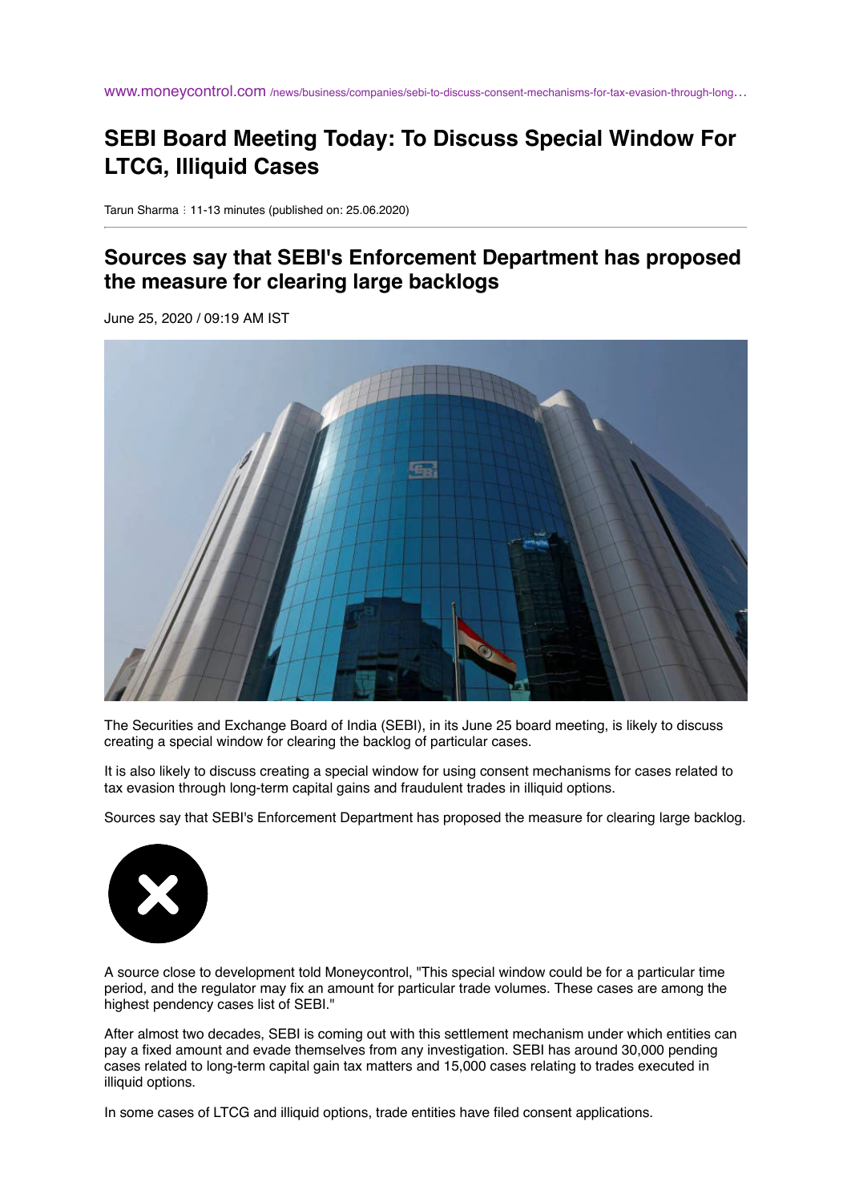www.moneycontrol.com /news/business/companies/sebi-to-discuss-consent-mechanisms-for-tax-evasion-through-long…

# SEBI Board Meeting Today: To Discuss Special Window For LTCG, Illiquid Cases

Tarun Sharma ⁝ 11-13 minutes (published on: 25.06.2020)

## Sources say that SEBI's Enforcement Department has proposed the measure for clearing large backlogs

June 25, 2020 / 09:19 AM IST

The Securities and Exchange Board of India (SEBI), in its June 25 board meeting, is likely to discuss creating a special window for clearing the backlog of particular cases.

It is also likely to discuss creating a special window for using consent mechanisms for cases related to tax evasion through long-term capital gains and fraudulent trades in illiquid options.

Sources say that SEBI's Enforcement Department has proposed the measure for clearing large backlog.

A source close to development told Moneycontrol, "This special window could be for a particular time period, and the regulator may fix an amount for particular trade volumes. These cases are among the highest pendency cases list of SEBI."

After almost two decades, SEBI is coming out with this settlement mechanism under which entities can pay a fixed amount and evade themselves from any investigation. SEBI has around 30,000 pending cases related to long-term capital gain tax matters and 15,000 cases relating to trades executed in illiquid options.

In some cases of LTCG and illiquid options, trade entities have filed consent applications.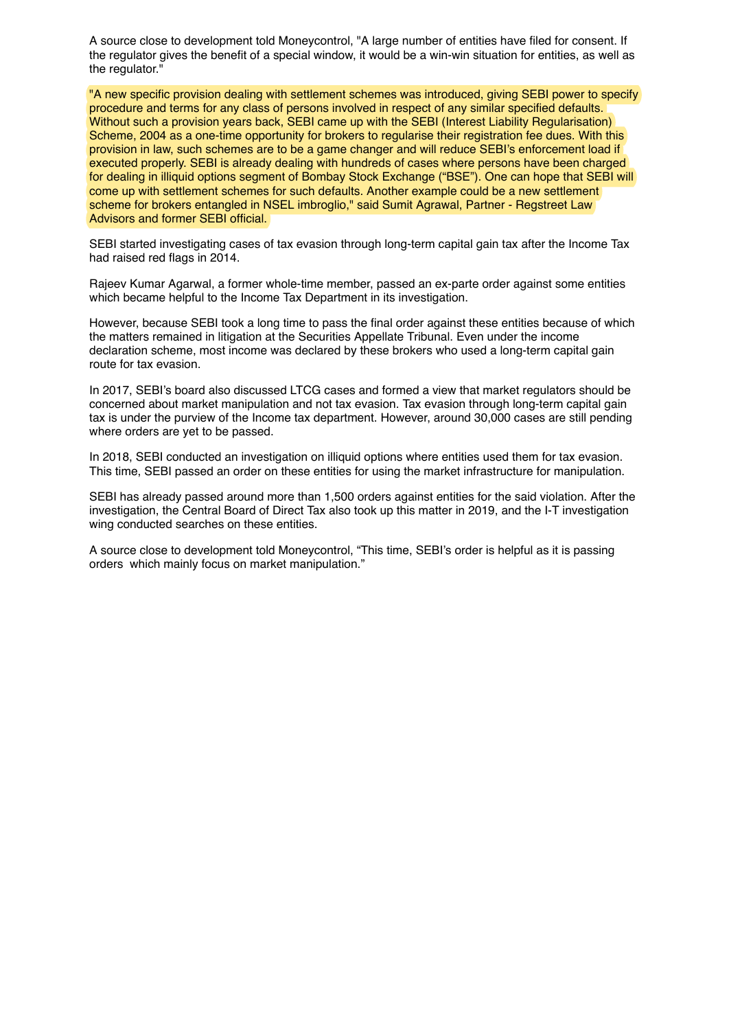A source close to development told Moneycontrol, "A large number of entities have filed for consent. If the regulator gives the benefit of a special window, it would be a win-win situation for entities, as well as the regulator."

"A new specific provision dealing with settlement schemes was introduced, giving SEBI power to specify procedure and terms for any class of persons involved in respect of any similar specified defaults. Without such a provision years back, SEBI came up with the SEBI (Interest Liability Regularisation) Scheme, 2004 as a one-time opportunity for brokers to regularise their registration fee dues. With this provision in law, such schemes are to be a game changer and will reduce SEBI's enforcement load if executed properly. SEBI is already dealing with hundreds of cases where persons have been charged for dealing in illiquid options segment of Bombay Stock Exchange ("BSE"). One can hope that SEBI will come up with settlement schemes for such defaults. Another example could be a new settlement scheme for brokers entangled in NSEL imbroglio," said Sumit Agrawal, Partner - Regstreet Law Advisors and former SEBI official.

SEBI started investigating cases of tax evasion through long-term capital gain tax after the Income Tax had raised red flags in 2014.

Rajeev Kumar Agarwal, a former whole-time member, passed an ex-parte order against some entities which became helpful to the Income Tax Department in its investigation.

However, because SEBI took a long time to pass the final order against these entities because of which the matters remained in litigation at the Securities Appellate Tribunal. Even under the income declaration scheme, most income was declared by these brokers who used a long-term capital gain route for tax evasion.

In 2017, SEBI's board also discussed LTCG cases and formed a view that market regulators should be concerned about market manipulation and not tax evasion. Tax evasion through long-term capital gain tax is under the purview of the Income tax department. However, around 30,000 cases are still pending where orders are yet to be passed.

In 2018, SEBI conducted an investigation on illiquid options where entities used them for tax evasion. This time, SEBI passed an order on these entities for using the market infrastructure for manipulation.

SEBI has already passed around more than 1,500 orders against entities for the said violation. After the investigation, the Central Board of Direct Tax also took up this matter in 2019, and the I-T investigation wing conducted searches on these entities.

A source close to development told Moneycontrol, "This time, SEBI's order is helpful as it is passing orders which mainly focus on market manipulation."